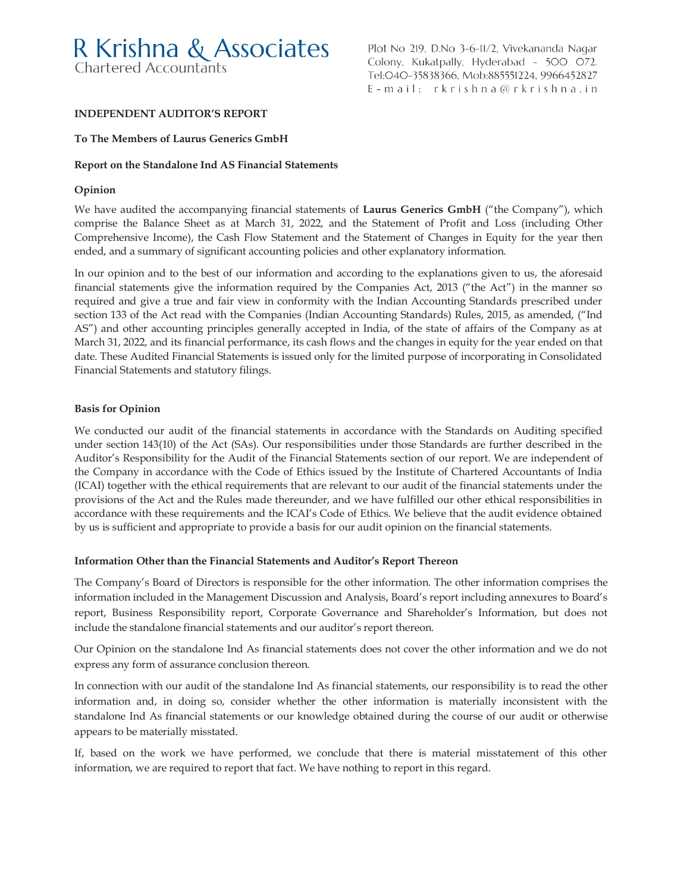# R Krishna & Associates

Chartered Accountants

Plot No 219, D.No 3-6-11/2, Vivekananda Nagar Colony, Kukatpally, Hyderabad - 500 072.
Tel:040-35838366, Mob:8855512224, 9966452827
E-mail: rkrishna@rkrishna.in

**INDEPENDENT AUDITOR'S REPORT**

**To The Members of Laurus Generics GmbH**

**Report on the Standalone Ind AS Financial Statements**

**Opinion**

We have audited the accompanying financial statements of **Laurus Generics GmbH** ("the Company"), which comprise the Balance Sheet as at March 31, 2022, and the Statement of Profit and Loss (including Other Comprehensive Income), the Cash Flow Statement and the Statement of Changes in Equity for the year then ended, and a summary of significant accounting policies and other explanatory information.

In our opinion and to the best of our information and according to the explanations given to us, the aforesaid financial statements give the information required by the Companies Act, 2013 ("the Act") in the manner so required and give a true and fair view in conformity with the Indian Accounting Standards prescribed under section 133 of the Act read with the Companies (Indian Accounting Standards) Rules, 2015, as amended, ("Ind AS") and other accounting principles generally accepted in India, of the state of affairs of the Company as at March 31, 2022, and its financial performance, its cash flows and the changes in equity for the year ended on that date. These Audited Financial Statements is issued only for the limited purpose of incorporating in Consolidated Financial Statements and statutory filings.

**Basis for Opinion**

We conducted our audit of the financial statements in accordance with the Standards on Auditing specified under section 143(10) of the Act (SAs). Our responsibilities under those Standards are further described in the Auditor's Responsibility for the Audit of the Financial Statements section of our report. We are independent of the Company in accordance with the Code of Ethics issued by the Institute of Chartered Accountants of India (ICAI) together with the ethical requirements that are relevant to our audit of the financial statements under the provisions of the Act and the Rules made thereunder, and we have fulfilled our other ethical responsibilities in accordance with these requirements and the ICAI's Code of Ethics. We believe that the audit evidence obtained by us is sufficient and appropriate to provide a basis for our audit opinion on the financial statements.

**Information Other than the Financial Statements and Auditor's Report Thereon**

The Company's Board of Directors is responsible for the other information. The other information comprises the information included in the Management Discussion and Analysis, Board's report including annexures to Board's report, Business Responsibility report, Corporate Governance and Shareholder's Information, but does not include the standalone financial statements and our auditor's report thereon.

Our Opinion on the standalone Ind As financial statements does not cover the other information and we do not express any form of assurance conclusion thereon.

In connection with our audit of the standalone Ind As financial statements, our responsibility is to read the other information and, in doing so, consider whether the other information is materially inconsistent with the standalone Ind As financial statements or our knowledge obtained during the course of our audit or otherwise appears to be materially misstated.

If, based on the work we have performed, we conclude that there is material misstatement of this other information, we are required to report that fact. We have nothing to report in this regard.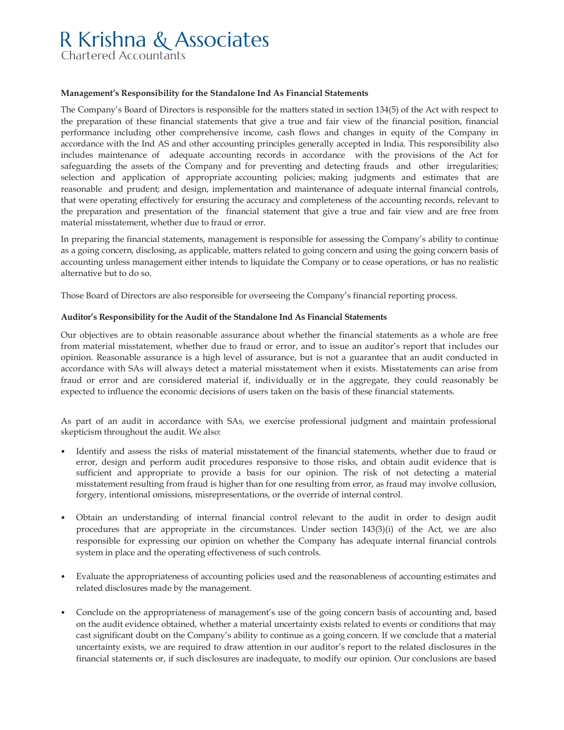**Management's Responsibility for the Standalone Ind As Financial Statements**

The Company's Board of Directors is responsible for the matters stated in section 134(5) of the Act with respect to the preparation of these financial statements that give a true and fair view of the financial position, financial performance including other comprehensive income, cash flows and changes in equity of the Company in accordance with the Ind AS and other accounting principles generally accepted in India. This responsibility also includes maintenance of adequate accounting records in accordance with the provisions of the Act for safeguarding the assets of the Company and for preventing and detecting frauds and other irregularities; selection and application of appropriate accounting policies; making judgments and estimates that are reasonable and prudent; and design, implementation and maintenance of adequate internal financial controls, that were operating effectively for ensuring the accuracy and completeness of the accounting records, relevant to the preparation and presentation of the financial statement that give a true and fair view and are free from material misstatement, whether due to fraud or error.

In preparing the financial statements, management is responsible for assessing the Company's ability to continue as a going concern, disclosing, as applicable, matters related to going concern and using the going concern basis of accounting unless management either intends to liquidate the Company or to cease operations, or has no realistic alternative but to do so.

Those Board of Directors are also responsible for overseeing the Company's financial reporting process.

**Auditor's Responsibility for the Audit of the Standalone Ind As Financial Statements**

Our objectives are to obtain reasonable assurance about whether the financial statements as a whole are free from material misstatement, whether due to fraud or error, and to issue an auditor's report that includes our opinion. Reasonable assurance is a high level of assurance, but is not a guarantee that an audit conducted in accordance with SAs will always detect a material misstatement when it exists. Misstatements can arise from fraud or error and are considered material if, individually or in the aggregate, they could reasonably be expected to influence the economic decisions of users taken on the basis of these financial statements.

As part of an audit in accordance with SAs, we exercise professional judgment and maintain professional skepticism throughout the audit. We also:

- Identify and assess the risks of material misstatement of the financial statements, whether due to fraud or error, design and perform audit procedures responsive to those risks, and obtain audit evidence that is sufficient and appropriate to provide a basis for our opinion. The risk of not detecting a material misstatement resulting from fraud is higher than for one resulting from error, as fraud may involve collusion, forgery, intentional omissions, misrepresentations, or the override of internal control.

- Obtain an understanding of internal financial control relevant to the audit in order to design audit procedures that are appropriate in the circumstances. Under section 143(3)(i) of the Act, we are also responsible for expressing our opinion on whether the Company has adequate internal financial controls system in place and the operating effectiveness of such controls.

- Evaluate the appropriateness of accounting policies used and the reasonableness of accounting estimates and related disclosures made by the management.

- Conclude on the appropriateness of management's use of the going concern basis of accounting and, based on the audit evidence obtained, whether a material uncertainty exists related to events or conditions that may cast significant doubt on the Company's ability to continue as a going concern. If we conclude that a material uncertainty exists, we are required to draw attention in our auditor's report to the related disclosures in the financial statements or, if such disclosures are inadequate, to modify our opinion. Our conclusions are based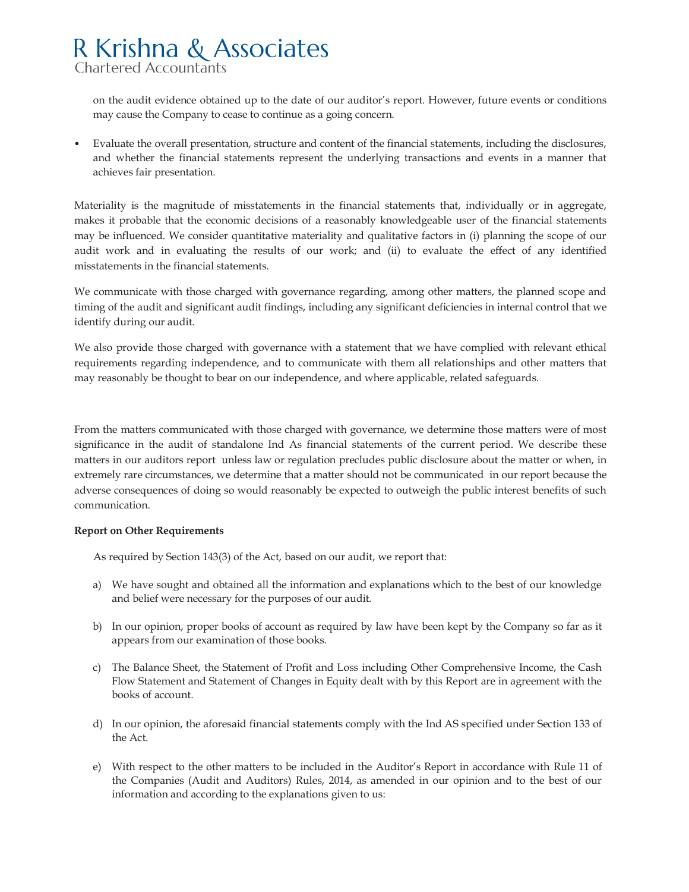on the audit evidence obtained up to the date of our auditor's report. However, future events or conditions may cause the Company to cease to continue as a going concern.

- Evaluate the overall presentation, structure and content of the financial statements, including the disclosures, and whether the financial statements represent the underlying transactions and events in a manner that achieves fair presentation.

Materiality is the magnitude of misstatements in the financial statements that, individually or in aggregate, makes it probable that the economic decisions of a reasonably knowledgeable user of the financial statements may be influenced. We consider quantitative materiality and qualitative factors in (i) planning the scope of our audit work and in evaluating the results of our work; and (ii) to evaluate the effect of any identified misstatements in the financial statements.

We communicate with those charged with governance regarding, among other matters, the planned scope and timing of the audit and significant audit findings, including any significant deficiencies in internal control that we identify during our audit.

We also provide those charged with governance with a statement that we have complied with relevant ethical requirements regarding independence, and to communicate with them all relationships and other matters that may reasonably be thought to bear on our independence, and where applicable, related safeguards.

From the matters communicated with those charged with governance, we determine those matters were of most significance in the audit of standalone Ind As financial statements of the current period. We describe these matters in our auditors report unless law or regulation precludes public disclosure about the matter or when, in extremely rare circumstances, we determine that a matter should not be communicated in our report because the adverse consequences of doing so would reasonably be expected to outweigh the public interest benefits of such communication.

**Report on Other Requirements**

As required by Section 143(3) of the Act, based on our audit, we report that:

a) We have sought and obtained all the information and explanations which to the best of our knowledge and belief were necessary for the purposes of our audit.

b) In our opinion, proper books of account as required by law have been kept by the Company so far as it appears from our examination of those books.

c) The Balance Sheet, the Statement of Profit and Loss including Other Comprehensive Income, the Cash Flow Statement and Statement of Changes in Equity dealt with by this Report are in agreement with the books of account.

d) In our opinion, the aforesaid financial statements comply with the Ind AS specified under Section 133 of the Act.

e) With respect to the other matters to be included in the Auditor's Report in accordance with Rule 11 of the Companies (Audit and Auditors) Rules, 2014, as amended in our opinion and to the best of our information and according to the explanations given to us: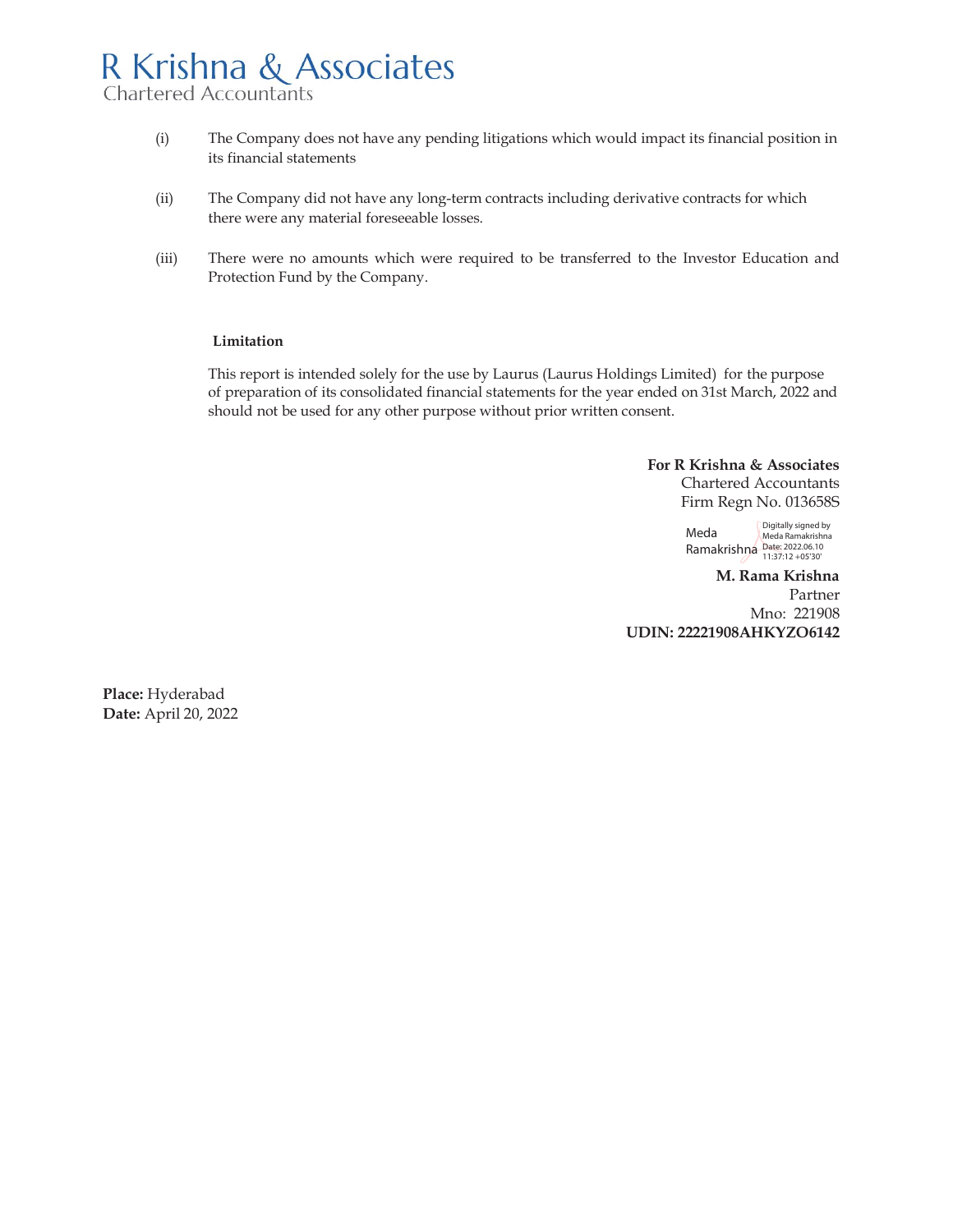(i) The Company does not have any pending litigations which would impact its financial position in its financial statements

(ii) The Company did not have any long-term contracts including derivative contracts for which there were any material foreseeable losses.

(iii) There were no amounts which were required to be transferred to the Investor Education and Protection Fund by the Company.

**Limitation**

This report is intended solely for the use by Laurus (Laurus Holdings Limited) for the purpose of preparation of its consolidated financial statements for the year ended on 31st March, 2022 and should not be used for any other purpose without prior written consent.

**For R Krishna & Associates**
Chartered Accountants
Firm Regn No. 013658S

Meda Ramakrishna
Digitally signed by Meda Ramakrishna
Date: 2022.06.10 11:37:12 +05'30'

**M. Rama Krishna**
Partner
Mno: 221908
**UDIN: 22221908AHKYZO6142**

**Place:** Hyderabad
**Date:** April 20, 2022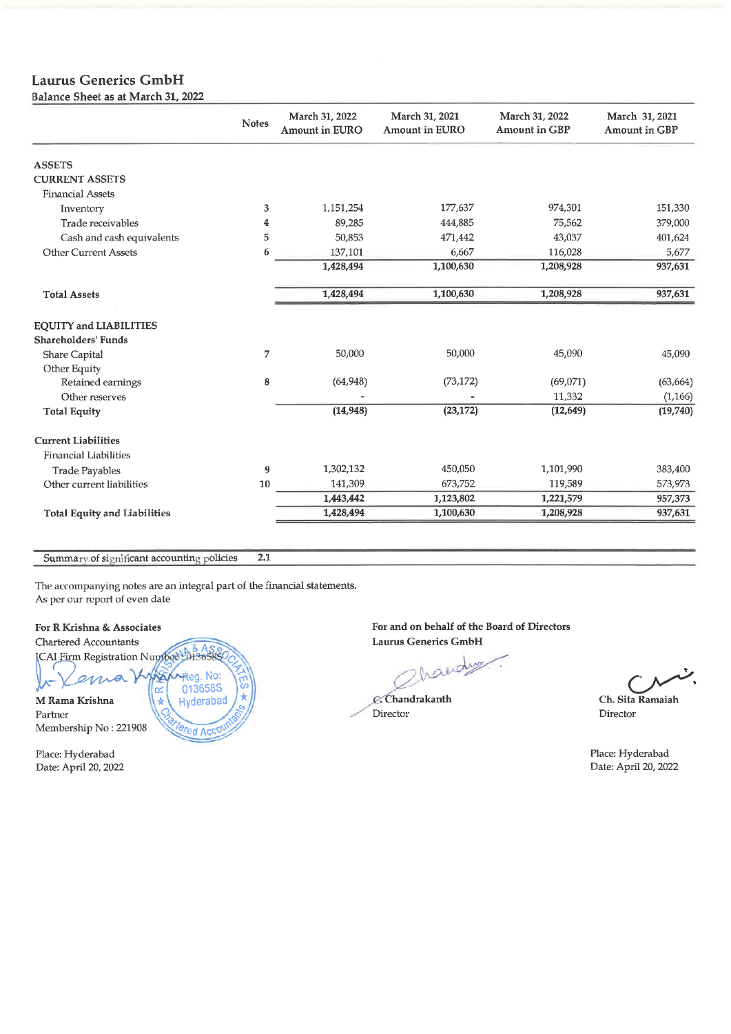# Laurus Generics GmbH

Balance Sheet as at March 31, 2022

| | Notes | March 31, 2022 Amount in EURO | March 31, 2021 Amount in EURO | March 31, 2022 Amount in GBP | March 31, 2021 Amount in GBP |
|---|---|---|---|---|---|
| **ASSETS** | | | | | |
| **CURRENT ASSETS** | | | | | |
| Financial Assets | | | | | |
| Inventory | 3 | 1,151,254 | 177,637 | 974,301 | 151,330 |
| Trade receivables | 4 | 89,285 | 444,885 | 75,562 | 379,000 |
| Cash and cash equivalents | 5 | 50,853 | 471,442 | 43,037 | 401,624 |
| Other Current Assets | 6 | 137,101 | 6,667 | 116,028 | 5,677 |
| | | **1,428,494** | **1,100,630** | **1,208,928** | **937,631** |
| **Total Assets** | | **1,428,494** | **1,100,630** | **1,208,928** | **937,631** |
| **EQUITY and LIABILITIES** | | | | | |
| **Shareholders' Funds** | | | | | |
| Share Capital | 7 | 50,000 | 50,000 | 45,090 | 45,090 |
| Other Equity | | | | | |
| Retained earnings | 8 | (64,948) | (73,172) | (69,071) | (63,664) |
| Other reserves | | - | - | 11,332 | (1,166) |
| **Total Equity** | | **(14,948)** | **(23,172)** | **(12,649)** | **(19,740)** |
| **Current Liabilities** | | | | | |
| Financial Liabilities | | | | | |
| Trade Payables | 9 | 1,302,132 | 450,050 | 1,101,990 | 383,400 |
| Other current liabilities | 10 | 141,309 | 673,752 | 119,589 | 573,973 |
| | | **1,443,442** | **1,123,802** | **1,221,579** | **957,373** |
| **Total Equity and Liabilities** | | **1,428,494** | **1,100,630** | **1,208,928** | **937,631** |

| Summary of significant accounting policies | 2.1 |
|---|---|

The accompanying notes are an integral part of the financial statements.
As per our report of even date

**For R Krishna & Associates**
Chartered Accountants
ICAI Firm Registration Number: 013658S

**M Rama Krishna**
Partner
Membership No : 221908

Place: Hyderabad
Date: April 20, 2022

**For and on behalf of the Board of Directors**
**Laurus Generics GmbH**

**C. Chandrakanth**
Director

**Ch. Sita Ramaiah**
Director

Place: Hyderabad
Date: April 20, 2022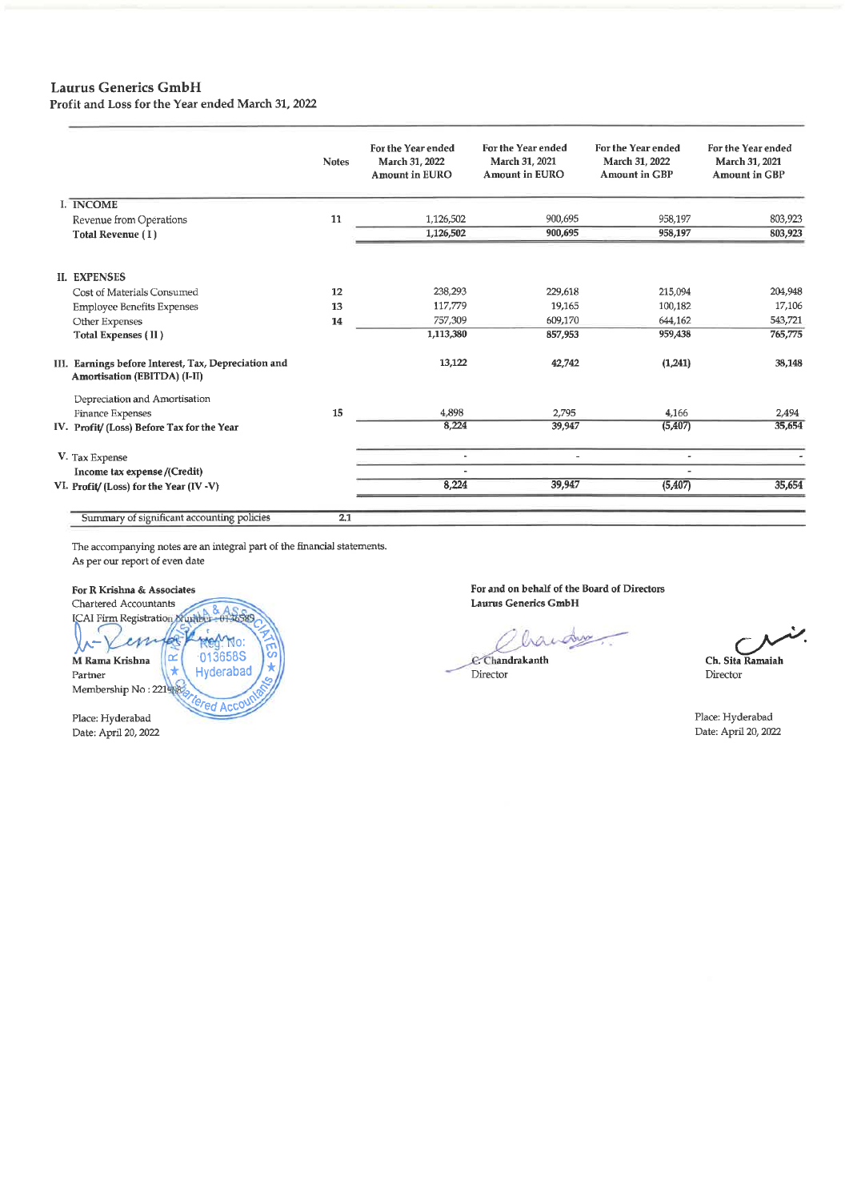# Laurus Generics GmbH

Profit and Loss for the Year ended March 31, 2022

| | Notes | For the Year ended March 31, 2022 Amount in EURO | For the Year ended March 31, 2021 Amount in EURO | For the Year ended March 31, 2022 Amount in GBP | For the Year ended March 31, 2021 Amount in GBP |
|---|---|---|---|---|---|
| **I. INCOME** | | | | | |
| Revenue from Operations | 11 | 1,126,502 | 900,695 | 958,197 | 803,923 |
| **Total Revenue ( I )** | | **1,126,502** | **900,695** | **958,197** | **803,923** |
| **II. EXPENSES** | | | | | |
| Cost of Materials Consumed | 12 | 238,293 | 229,618 | 215,094 | 204,948 |
| Employee Benefits Expenses | 13 | 117,779 | 19,165 | 100,182 | 17,106 |
| Other Expenses | 14 | 757,309 | 609,170 | 644,162 | 543,721 |
| **Total Expenses ( II )** | | **1,113,380** | **857,953** | **959,438** | **765,775** |
| **III. Earnings before Interest, Tax, Depreciation and Amortisation (EBITDA) (I-II)** | | **13,122** | **42,742** | **(1,241)** | **38,148** |
| Depreciation and Amortisation | | | | | |
| Finance Expenses | 15 | 4,898 | 2,795 | 4,166 | 2,494 |
| **IV. Profit/ (Loss) Before Tax for the Year** | | **8,224** | **39,947** | **(5,407)** | **35,654** |
| V. Tax Expense | | - | - | - | - |
| **Income tax expense /(Credit)** | | - | | - | |
| **VI. Profit/ (Loss) for the Year (IV -V)** | | **8,224** | **39,947** | **(5,407)** | **35,654** |
| Summary of significant accounting policies | 2.1 | | | | |

The accompanying notes are an integral part of the financial statements.
As per our report of even date

**For R Krishna & Associates**
Chartered Accountants
ICAI Firm Registration Number : 013658S

**M Rama Krishna**
Partner
Membership No : 221443

Place: Hyderabad
Date: April 20, 2022

**For and on behalf of the Board of Directors**
**Laurus Generics GmbH**

**C. Chandrakanth**
Director

**Ch. Sita Ramaiah**
Director

Place: Hyderabad
Date: April 20, 2022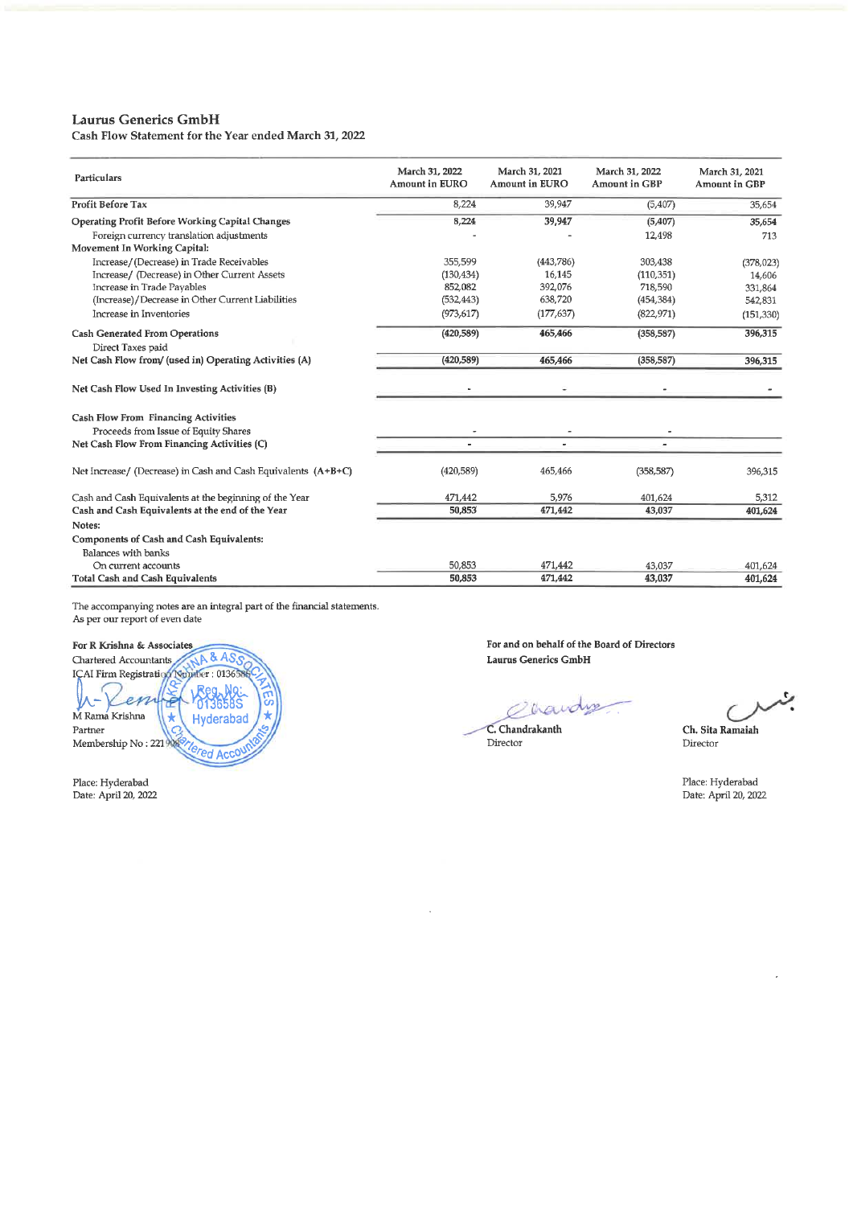**Laurus Generics GmbH**

Cash Flow Statement for the Year ended March 31, 2022

| Particulars | March 31, 2022 Amount in EURO | March 31, 2021 Amount in EURO | March 31, 2022 Amount in GBP | March 31, 2021 Amount in GBP |
|---|---|---|---|---|
| Profit Before Tax | 8,224 | 39,947 | (5,407) | 35,654 |
| **Operating Profit Before Working Capital Changes** | **8,224** | **39,947** | **(5,407)** | **35,654** |
| Foreign currency translation adjustments | - | - | 12,498 | 713 |
| **Movement In Working Capital:** | | | | |
| Increase/(Decrease) in Trade Receivables | 355,599 | (443,786) | 303,438 | (378,023) |
| Increase/ (Decrease) in Other Current Assets | (130,434) | 16,145 | (110,351) | 14,606 |
| Increase in Trade Payables | 852,082 | 392,076 | 718,590 | 331,864 |
| (Increase)/Decrease in Other Current Liabilities | (532,443) | 638,720 | (454,384) | 542,831 |
| Increase in Inventories | (973,617) | (177,637) | (822,971) | (151,330) |
| **Cash Generated From Operations** | **(420,589)** | **465,466** | **(358,587)** | **396,315** |
| Direct Taxes paid | | | | |
| **Net Cash Flow from/ (used in) Operating Activities (A)** | **(420,589)** | **465,466** | **(358,587)** | **396,315** |
| **Net Cash Flow Used In Investing Activities (B)** | - | - | - | - |
| **Cash Flow From Financing Activities** | | | | |
| Proceeds from Issue of Equity Shares | - | - | - | |
| **Net Cash Flow From Financing Activities (C)** | - | - | - | |
| Net Increase/ (Decrease) in Cash and Cash Equivalents (A+B+C) | (420,589) | 465,466 | (358,587) | 396,315 |
| Cash and Cash Equivalents at the beginning of the Year | 471,442 | 5,976 | 401,624 | 5,312 |
| **Cash and Cash Equivalents at the end of the Year** | **50,853** | **471,442** | **43,037** | **401,624** |
| **Notes:** | | | | |
| **Components of Cash and Cash Equivalents:** | | | | |
| Balances with banks | | | | |
| On current accounts | 50,853 | 471,442 | 43,037 | 401,624 |
| **Total Cash and Cash Equivalents** | **50,853** | **471,442** | **43,037** | **401,624** |

The accompanying notes are an integral part of the financial statements.
As per our report of even date

**For R Krishna & Associates**
Chartered Accountants
ICAI Firm Registration Number : 013658S

M Rama Krishna
Partner
Membership No : 221908

Place: Hyderabad
Date: April 20, 2022

**For and on behalf of the Board of Directors**
**Laurus Generics GmbH**

**C. Chandrakanth**
Director

**Ch. Sita Ramaiah**
Director

Place: Hyderabad
Date: April 20, 2022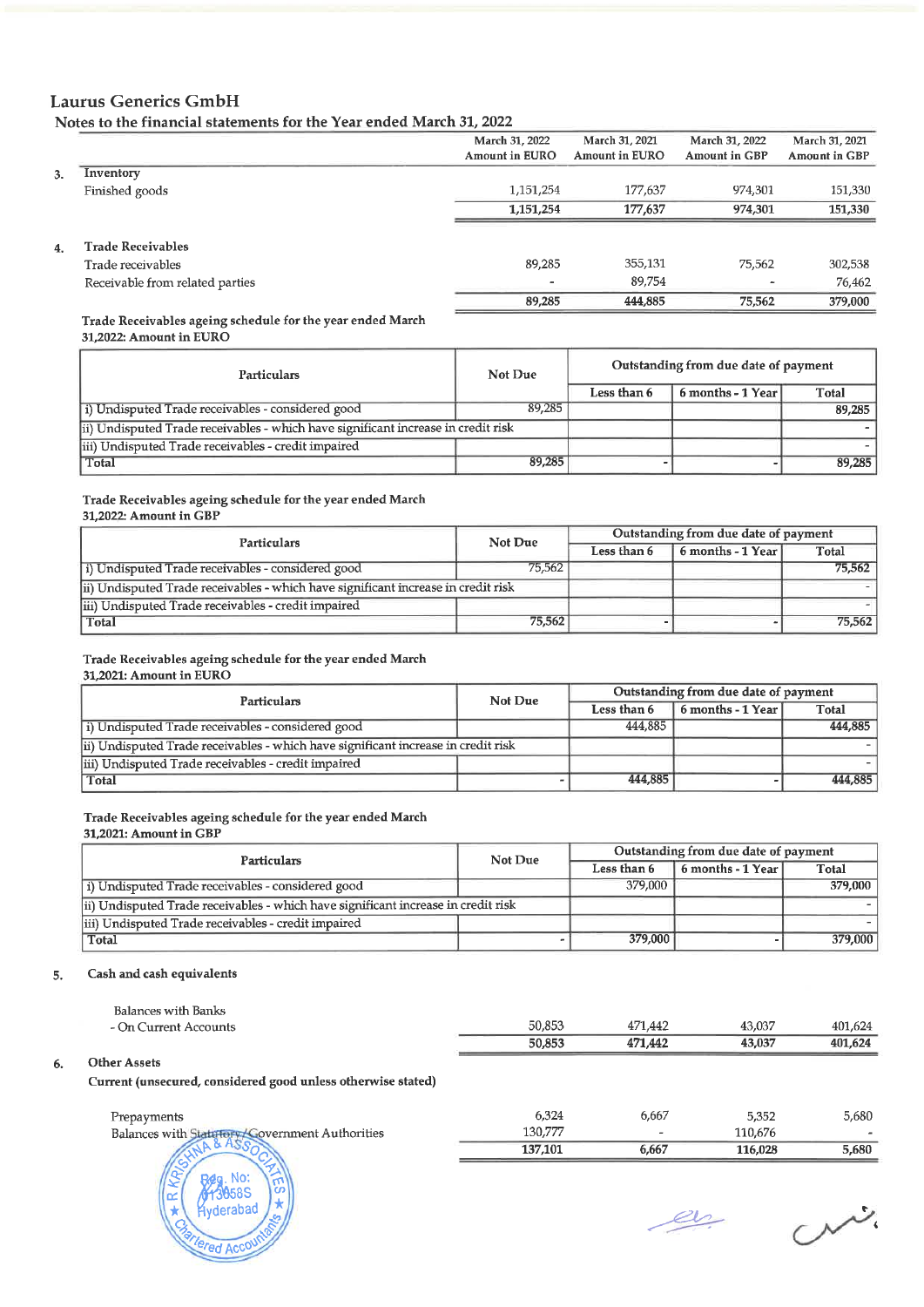## Laurus Generics GmbH

### Notes to the financial statements for the Year ended March 31, 2022

| | | March 31, 2022 Amount in EURO | March 31, 2021 Amount in EURO | March 31, 2022 Amount in GBP | March 31, 2021 Amount in GBP |
|---|---|---|---|---|---|
| 3. | **Inventory** | | | | |
| | Finished goods | 1,151,254 | 177,637 | 974,301 | 151,330 |
| | | **1,151,254** | **177,637** | **974,301** | **151,330** |
| 4. | **Trade Receivables** | | | | |
| | Trade receivables | 89,285 | 355,131 | 75,562 | 302,538 |
| | Receivable from related parties | - | 89,754 | - | 76,462 |
| | | **89,285** | **444,885** | **75,562** | **379,000** |

**Trade Receivables ageing schedule for the year ended March 31,2022: Amount in EURO**

| Particulars | Not Due | Outstanding from due date of payment | | |
|---|---|---|---|---|
| | | Less than 6 | 6 months - 1 Year | Total |
| i) Undisputed Trade receivables - considered good | 89,285 | | | 89,285 |
| ii) Undisputed Trade receivables - which have significant increase in credit risk | | | | - |
| iii) Undisputed Trade receivables - credit impaired | | | | - |
| Total | 89,285 | - | - | 89,285 |

**Trade Receivables ageing schedule for the year ended March 31,2022: Amount in GBP**

| Particulars | Not Due | Outstanding from due date of payment | | |
|---|---|---|---|---|
| | | Less than 6 | 6 months - 1 Year | Total |
| i) Undisputed Trade receivables - considered good | 75,562 | | | 75,562 |
| ii) Undisputed Trade receivables - which have significant increase in credit risk | | | | - |
| iii) Undisputed Trade receivables - credit impaired | | | | - |
| Total | 75,562 | - | - | 75,562 |

**Trade Receivables ageing schedule for the year ended March 31,2021: Amount in EURO**

| Particulars | Not Due | Outstanding from due date of payment | | |
|---|---|---|---|---|
| | | Less than 6 | 6 months - 1 Year | Total |
| i) Undisputed Trade receivables - considered good | | 444,885 | | 444,885 |
| ii) Undisputed Trade receivables - which have significant increase in credit risk | | | | - |
| iii) Undisputed Trade receivables - credit impaired | | | | - |
| Total | - | 444,885 | - | 444,885 |

**Trade Receivables ageing schedule for the year ended March 31,2021: Amount in GBP**

| Particulars | Not Due | Outstanding from due date of payment | | |
|---|---|---|---|---|
| | | Less than 6 | 6 months - 1 Year | Total |
| i) Undisputed Trade receivables - considered good | | 379,000 | | 379,000 |
| ii) Undisputed Trade receivables - which have significant increase in credit risk | | | | - |
| iii) Undisputed Trade receivables - credit impaired | | | | - |
| Total | - | 379,000 | - | 379,000 |

| | | March 31, 2022 Amount in EURO | March 31, 2021 Amount in EURO | March 31, 2022 Amount in GBP | March 31, 2021 Amount in GBP |
|---|---|---|---|---|---|
| 5. | **Cash and cash equivalents** | | | | |
| | Balances with Banks | | | | |
| | - On Current Accounts | 50,853 | 471,442 | 43,037 | 401,624 |
| | | **50,853** | **471,442** | **43,037** | **401,624** |
| 6. | **Other Assets** | | | | |
| | **Current (unsecured, considered good unless otherwise stated)** | | | | |
| | Prepayments | 6,324 | 6,667 | 5,352 | 5,680 |
| | Balances with Statutory/Government Authorities | 130,777 | - | 110,676 | - |
| | | **137,101** | **6,667** | **116,028** | **5,680** |

R KRISHNA & ASSOCIATES, Reg. No: 013658S, Hyderabad, Chartered Accountants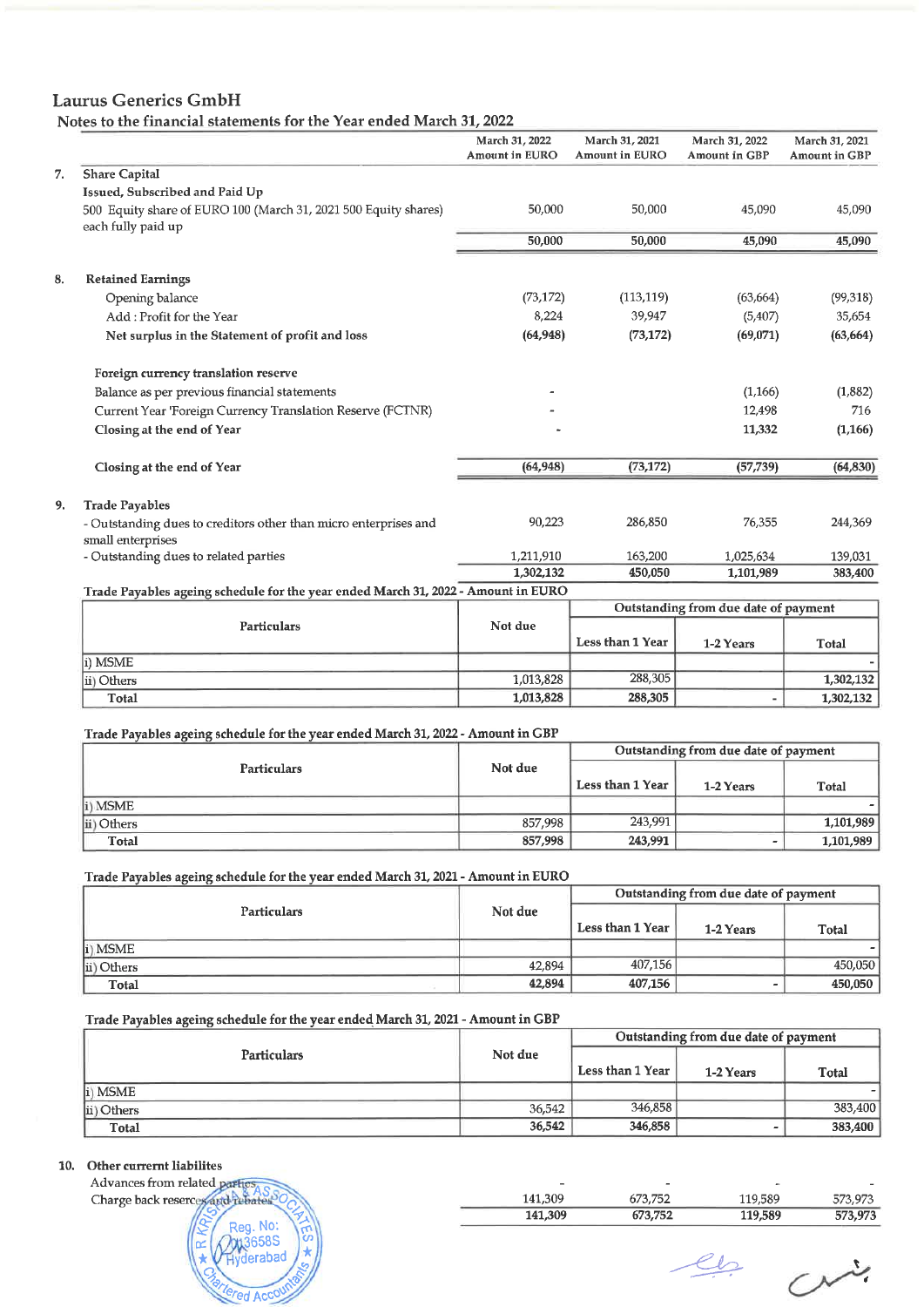# Laurus Generics GmbH

## Notes to the financial statements for the Year ended March 31, 2022

| | | March 31, 2022 Amount in EURO | March 31, 2021 Amount in EURO | March 31, 2022 Amount in GBP | March 31, 2021 Amount in GBP |
|---|---|---|---|---|---|
| 7. | **Share Capital** | | | | |
| | **Issued, Subscribed and Paid Up** | | | | |
| | 500 Equity share of EURO 100 (March 31, 2021 500 Equity shares) each fully paid up | 50,000 | 50,000 | 45,090 | 45,090 |
| | | **50,000** | **50,000** | **45,090** | **45,090** |
| 8. | **Retained Earnings** | | | | |
| | Opening balance | (73,172) | (113,119) | (63,664) | (99,318) |
| | Add : Profit for the Year | 8,224 | 39,947 | (5,407) | 35,654 |
| | **Net surplus in the Statement of profit and loss** | **(64,948)** | **(73,172)** | **(69,071)** | **(63,664)** |
| | **Foreign currency translation reserve** | | | | |
| | Balance as per previous financial statements | - | | (1,166) | (1,882) |
| | Current Year 'Foreign Currency Translation Reserve (FCTNR) | - | | 12,498 | 716 |
| | **Closing at the end of Year** | - | | **11,332** | **(1,166)** |
| | **Closing at the end of Year** | **(64,948)** | **(73,172)** | **(57,739)** | **(64,830)** |
| 9. | **Trade Payables** | | | | |
| | - Outstanding dues to creditors other than micro enterprises and small enterprises | 90,223 | 286,850 | 76,355 | 244,369 |
| | - Outstanding dues to related parties | 1,211,910 | 163,200 | 1,025,634 | 139,031 |
| | | **1,302,132** | **450,050** | **1,101,989** | **383,400** |

**Trade Payables ageing schedule for the year ended March 31, 2022 - Amount in EURO**

| Particulars | Not due | Outstanding from due date of payment | | |
|---|---|---|---|---|
| | | Less than 1 Year | 1-2 Years | Total |
| i) MSME | | | | - |
| ii) Others | 1,013,828 | 288,305 | | 1,302,132 |
| **Total** | **1,013,828** | **288,305** | **-** | **1,302,132** |

**Trade Payables ageing schedule for the year ended March 31, 2022 - Amount in GBP**

| Particulars | Not due | Outstanding from due date of payment | | |
|---|---|---|---|---|
| | | Less than 1 Year | 1-2 Years | Total |
| i) MSME | | | | - |
| ii) Others | 857,998 | 243,991 | | 1,101,989 |
| **Total** | **857,998** | **243,991** | **-** | **1,101,989** |

**Trade Payables ageing schedule for the year ended March 31, 2021 - Amount in EURO**

| Particulars | Not due | Outstanding from due date of payment | | |
|---|---|---|---|---|
| | | Less than 1 Year | 1-2 Years | Total |
| i) MSME | | | | - |
| ii) Others | 42,894 | 407,156 | | 450,050 |
| **Total** | **42,894** | **407,156** | **-** | **450,050** |

**Trade Payables ageing schedule for the year ended March 31, 2021 - Amount in GBP**

| Particulars | Not due | Outstanding from due date of payment | | |
|---|---|---|---|---|
| | | Less than 1 Year | 1-2 Years | Total |
| i) MSME | | | | - |
| ii) Others | 36,542 | 346,858 | | 383,400 |
| **Total** | **36,542** | **346,858** | **-** | **383,400** |

| | | March 31, 2022 Amount in EURO | March 31, 2021 Amount in EURO | March 31, 2022 Amount in GBP | March 31, 2021 Amount in GBP |
|---|---|---|---|---|---|
| 10. | **Other currernt liabilites** | | | | |
| | Advances from related parties | - | - | - | - |
| | Charge back reserces and rebates | 141,309 | 673,752 | 119,589 | 573,973 |
| | | **141,309** | **673,752** | **119,589** | **573,973** |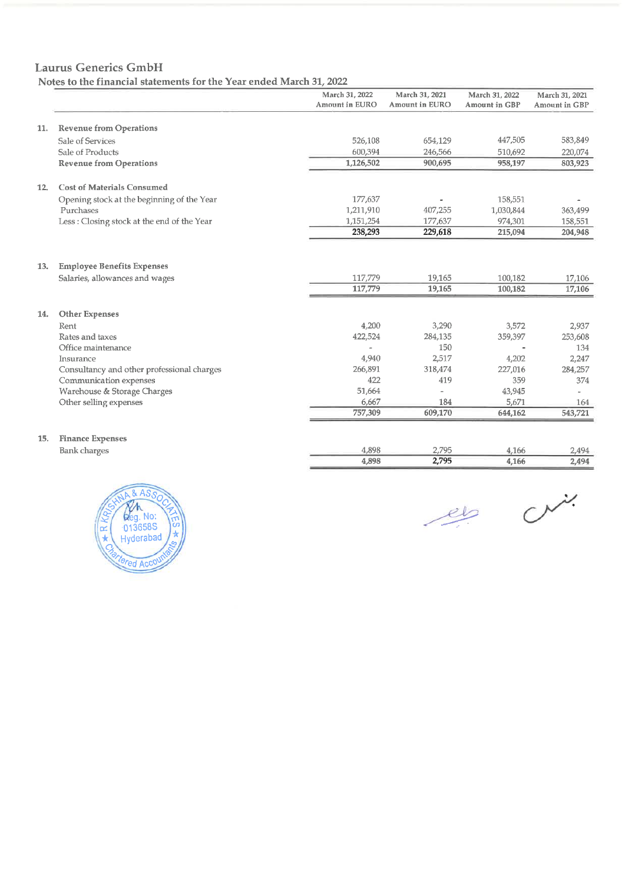## Laurus Generics GmbH

### Notes to the financial statements for the Year ended March 31, 2022

| | | March 31, 2022 Amount in EURO | March 31, 2021 Amount in EURO | March 31, 2022 Amount in GBP | March 31, 2021 Amount in GBP |
|---|---|---|---|---|---|
| **11.** | **Revenue from Operations** | | | | |
| | Sale of Services | 526,108 | 654,129 | 447,505 | 583,849 |
| | Sale of Products | 600,394 | 246,566 | 510,692 | 220,074 |
| | **Revenue from Operations** | **1,126,502** | **900,695** | **958,197** | **803,923** |
| **12.** | **Cost of Materials Consumed** | | | | |
| | Opening stock at the beginning of the Year | 177,637 | - | 158,551 | - |
| | Purchases | 1,211,910 | 407,255 | 1,030,844 | 363,499 |
| | Less : Closing stock at the end of the Year | 1,151,254 | 177,637 | 974,301 | 158,551 |
| | | **238,293** | **229,618** | **215,094** | **204,948** |
| **13.** | **Employee Benefits Expenses** | | | | |
| | Salaries, allowances and wages | 117,779 | 19,165 | 100,182 | 17,106 |
| | | 117,779 | 19,165 | 100,182 | 17,106 |
| **14.** | **Other Expenses** | | | | |
| | Rent | 4,200 | 3,290 | 3,572 | 2,937 |
| | Rates and taxes | 422,524 | 284,135 | 359,397 | 253,608 |
| | Office maintenance | - | 150 | - | 134 |
| | Insurance | 4,940 | 2,517 | 4,202 | 2,247 |
| | Consultancy and other professional charges | 266,891 | 318,474 | 227,016 | 284,257 |
| | Communication expenses | 422 | 419 | 359 | 374 |
| | Warehouse & Storage Charges | 51,664 | - | 43,945 | - |
| | Other selling expenses | 6,667 | 184 | 5,671 | 164 |
| | | 757,309 | 609,170 | 644,162 | 543,721 |
| **15.** | **Finance Expenses** | | | | |
| | Bank charges | 4,898 | 2,795 | 4,166 | 2,494 |
| | | 4,898 | 2,795 | 4,166 | 2,494 |

R KRISHNA & ASSOCIATES
Reg. No: 013658S
Hyderabad
Chartered Accountants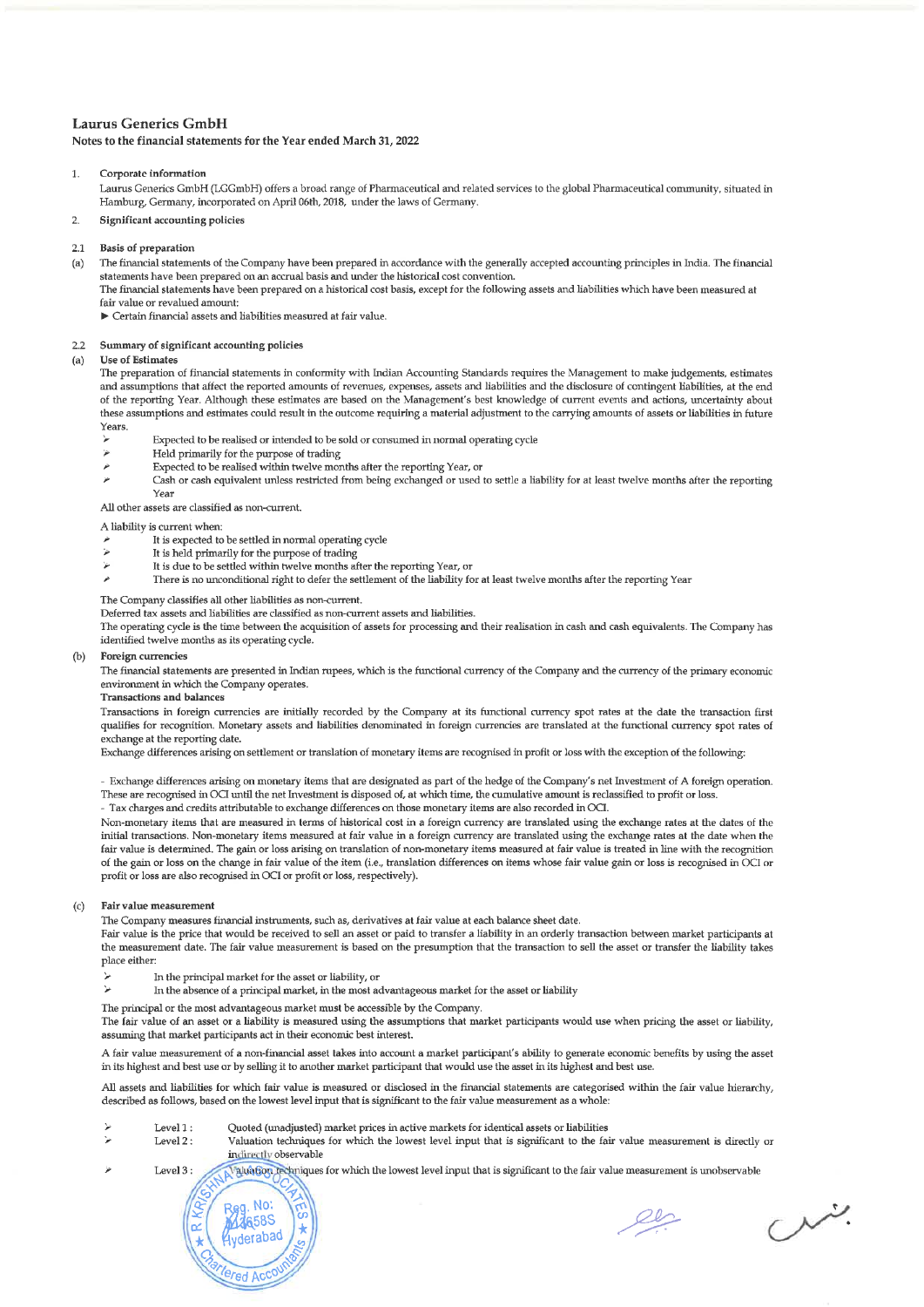## Laurus Generics GmbH

### Notes to the financial statements for the Year ended March 31, 2022

1. **Corporate information**

   Laurus Generics GmbH (LGGmbH) offers a broad range of Pharmaceutical and related services to the global Pharmaceutical community, situated in Hamburg, Germany, incorporated on April 06th, 2018, under the laws of Germany.

2. **Significant accounting policies**

**2.1 Basis of preparation**

(a) The financial statements of the Company have been prepared in accordance with the generally accepted accounting principles in India. The financial statements have been prepared on an accrual basis and under the historical cost convention.
The financial statements have been prepared on a historical cost basis, except for the following assets and liabilities which have been measured at fair value or revalued amount:
► Certain financial assets and liabilities measured at fair value.

**2.2 Summary of significant accounting policies**

**(a) Use of Estimates**

The preparation of financial statements in conformity with Indian Accounting Standards requires the Management to make judgements, estimates and assumptions that affect the reported amounts of revenues, expenses, assets and liabilities and the disclosure of contingent liabilities, at the end of the reporting Year. Although these estimates are based on the Management's best knowledge of current events and actions, uncertainty about these assumptions and estimates could result in the outcome requiring a material adjustment to the carrying amounts of assets or liabilities in future Years.

- Expected to be realised or intended to be sold or consumed in normal operating cycle
- Held primarily for the purpose of trading
- Expected to be realised within twelve months after the reporting Year, or
- Cash or cash equivalent unless restricted from being exchanged or used to settle a liability for at least twelve months after the reporting Year

All other assets are classified as non-current.

A liability is current when:

- It is expected to be settled in normal operating cycle
- It is held primarily for the purpose of trading
- It is due to be settled within twelve months after the reporting Year, or
- There is no unconditional right to defer the settlement of the liability for at least twelve months after the reporting Year

The Company classifies all other liabilities as non-current.
Deferred tax assets and liabilities are classified as non-current assets and liabilities.
The operating cycle is the time between the acquisition of assets for processing and their realisation in cash and cash equivalents. The Company has identified twelve months as its operating cycle.

**(b) Foreign currencies**

The financial statements are presented in Indian rupees, which is the functional currency of the Company and the currency of the primary economic environment in which the Company operates.

**Transactions and balances**

Transactions in foreign currencies are initially recorded by the Company at its functional currency spot rates at the date the transaction first qualifies for recognition. Monetary assets and liabilities denominated in foreign currencies are translated at the functional currency spot rates of exchange at the reporting date.
Exchange differences arising on settlement or translation of monetary items are recognised in profit or loss with the exception of the following:

- Exchange differences arising on monetary items that are designated as part of the hedge of the Company's net Investment of A foreign operation. These are recognised in OCI until the net Investment is disposed of, at which time, the cumulative amount is reclassified to profit or loss.
- Tax charges and credits attributable to exchange differences on those monetary items are also recorded in OCI.

Non-monetary items that are measured in terms of historical cost in a foreign currency are translated using the exchange rates at the dates of the initial transactions. Non-monetary items measured at fair value in a foreign currency are translated using the exchange rates at the date when the fair value is determined. The gain or loss arising on translation of non-monetary items measured at fair value is treated in line with the recognition of the gain or loss on the change in fair value of the item (i.e., translation differences on items whose fair value gain or loss is recognised in OCI or profit or loss are also recognised in OCI or profit or loss, respectively).

**(c) Fair value measurement**

The Company measures financial instruments, such as, derivatives at fair value at each balance sheet date.
Fair value is the price that would be received to sell an asset or paid to transfer a liability in an orderly transaction between market participants at the measurement date. The fair value measurement is based on the presumption that the transaction to sell the asset or transfer the liability takes place either:

- In the principal market for the asset or liability, or
- In the absence of a principal market, in the most advantageous market for the asset or liability

The principal or the most advantageous market must be accessible by the Company.
The fair value of an asset or a liability is measured using the assumptions that market participants would use when pricing the asset or liability, assuming that market participants act in their economic best interest.

A fair value measurement of a non-financial asset takes into account a market participant's ability to generate economic benefits by using the asset in its highest and best use or by selling it to another market participant that would use the asset in its highest and best use.

All assets and liabilities for which fair value is measured or disclosed in the financial statements are categorised within the fair value hierarchy, described as follows, based on the lowest level input that is significant to the fair value measurement as a whole:

- Level 1 : Quoted (unadjusted) market prices in active markets for identical assets or liabilities
- Level 2 : Valuation techniques for which the lowest level input that is significant to the fair value measurement is directly or indirectly observable
- Level 3 : Valuation techniques for which the lowest level input that is significant to the fair value measurement is unobservable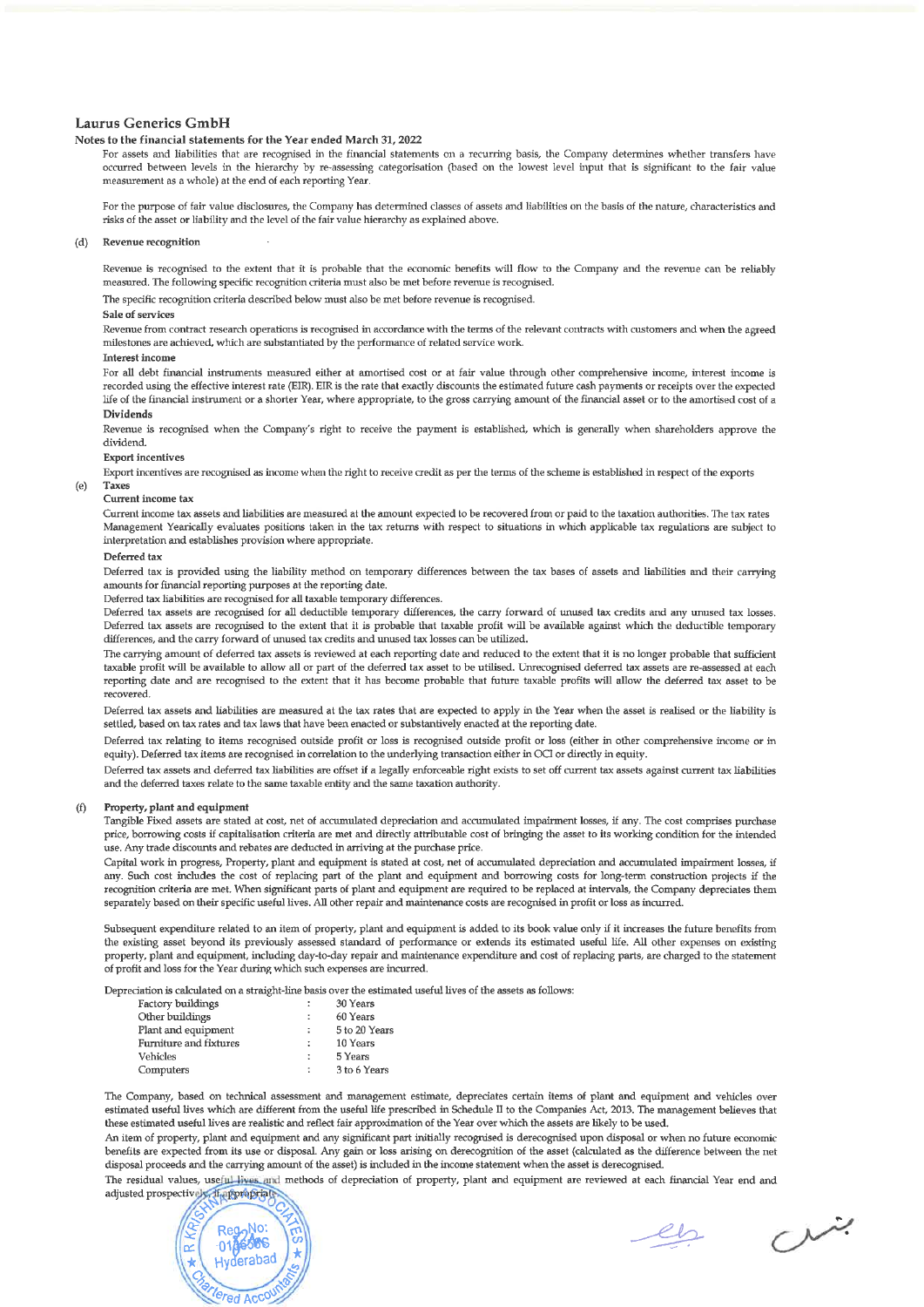## Laurus Generics GmbH

### Notes to the financial statements for the Year ended March 31, 2022

For assets and liabilities that are recognised in the financial statements on a recurring basis, the Company determines whether transfers have occurred between levels in the hierarchy by re-assessing categorisation (based on the lowest level input that is significant to the fair value measurement as a whole) at the end of each reporting Year.

For the purpose of fair value disclosures, the Company has determined classes of assets and liabilities on the basis of the nature, characteristics and risks of the asset or liability and the level of the fair value hierarchy as explained above.

**(d) Revenue recognition**

Revenue is recognised to the extent that it is probable that the economic benefits will flow to the Company and the revenue can be reliably measured. The following specific recognition criteria must also be met before revenue is recognised.

The specific recognition criteria described below must also be met before revenue is recognised.

**Sale of services**

Revenue from contract research operations is recognised in accordance with the terms of the relevant contracts with customers and when the agreed milestones are achieved, which are substantiated by the performance of related service work.

**Interest income**

For all debt financial instruments measured either at amortised cost or at fair value through other comprehensive income, interest income is recorded using the effective interest rate (EIR). EIR is the rate that exactly discounts the estimated future cash payments or receipts over the expected life of the financial instrument or a shorter Year, where appropriate, to the gross carrying amount of the financial asset or to the amortised cost of a

**Dividends**

Revenue is recognised when the Company's right to receive the payment is established, which is generally when shareholders approve the dividend.

**Export incentives**

Export incentives are recognised as income when the right to receive credit as per the terms of the scheme is established in respect of the exports

**(e) Taxes**

**Current income tax**

Current income tax assets and liabilities are measured at the amount expected to be recovered from or paid to the taxation authorities. The tax rates Management Yearically evaluates positions taken in the tax returns with respect to situations in which applicable tax regulations are subject to interpretation and establishes provision where appropriate.

**Deferred tax**

Deferred tax is provided using the liability method on temporary differences between the tax bases of assets and liabilities and their carrying amounts for financial reporting purposes at the reporting date.

Deferred tax liabilities are recognised for all taxable temporary differences.

Deferred tax assets are recognised for all deductible temporary differences, the carry forward of unused tax credits and any unused tax losses. Deferred tax assets are recognised to the extent that it is probable that taxable profit will be available against which the deductible temporary differences, and the carry forward of unused tax credits and unused tax losses can be utilized.

The carrying amount of deferred tax assets is reviewed at each reporting date and reduced to the extent that it is no longer probable that sufficient taxable profit will be available to allow all or part of the deferred tax asset to be utilised. Unrecognised deferred tax assets are re-assessed at each reporting date and are recognised to the extent that it has become probable that future taxable profits will allow the deferred tax asset to be recovered.

Deferred tax assets and liabilities are measured at the tax rates that are expected to apply in the Year when the asset is realised or the liability is settled, based on tax rates and tax laws that have been enacted or substantively enacted at the reporting date.

Deferred tax relating to items recognised outside profit or loss is recognised outside profit or loss (either in other comprehensive income or in equity). Deferred tax items are recognised in correlation to the underlying transaction either in OCI or directly in equity.

Deferred tax assets and deferred tax liabilities are offset if a legally enforceable right exists to set off current tax assets against current tax liabilities and the deferred taxes relate to the same taxable entity and the same taxation authority.

**(f) Property, plant and equipment**

Tangible Fixed assets are stated at cost, net of accumulated depreciation and accumulated impairment losses, if any. The cost comprises purchase price, borrowing costs if capitalisation criteria are met and directly attributable cost of bringing the asset to its working condition for the intended use. Any trade discounts and rebates are deducted in arriving at the purchase price.

Capital work in progress, Property, plant and equipment is stated at cost, net of accumulated depreciation and accumulated impairment losses, if any. Such cost includes the cost of replacing part of the plant and equipment and borrowing costs for long-term construction projects if the recognition criteria are met. When significant parts of plant and equipment are required to be replaced at intervals, the Company depreciates them separately based on their specific useful lives. All other repair and maintenance costs are recognised in profit or loss as incurred.

Subsequent expenditure related to an item of property, plant and equipment is added to its book value only if it increases the future benefits from the existing asset beyond its previously assessed standard of performance or extends its estimated useful life. All other expenses on existing property, plant and equipment, including day-to-day repair and maintenance expenditure and cost of replacing parts, are charged to the statement of profit and loss for the Year during which such expenses are incurred.

Depreciation is calculated on a straight-line basis over the estimated useful lives of the assets as follows:

| | | |
|---|---|---|
| Factory buildings | : | 30 Years |
| Other buildings | : | 60 Years |
| Plant and equipment | : | 5 to 20 Years |
| Furniture and fixtures | : | 10 Years |
| Vehicles | : | 5 Years |
| Computers | : | 3 to 6 Years |

The Company, based on technical assessment and management estimate, depreciates certain items of plant and equipment and vehicles over estimated useful lives which are different from the useful life prescribed in Schedule II to the Companies Act, 2013. The management believes that these estimated useful lives are realistic and reflect fair approximation of the Year over which the assets are likely to be used.

An item of property, plant and equipment and any significant part initially recognised is derecognised upon disposal or when no future economic benefits are expected from its use or disposal. Any gain or loss arising on derecognition of the asset (calculated as the difference between the net disposal proceeds and the carrying amount of the asset) is included in the income statement when the asset is derecognised.

The residual values, useful lives and methods of depreciation of property, plant and equipment are reviewed at each financial Year end and adjusted prospectively, if appropriate.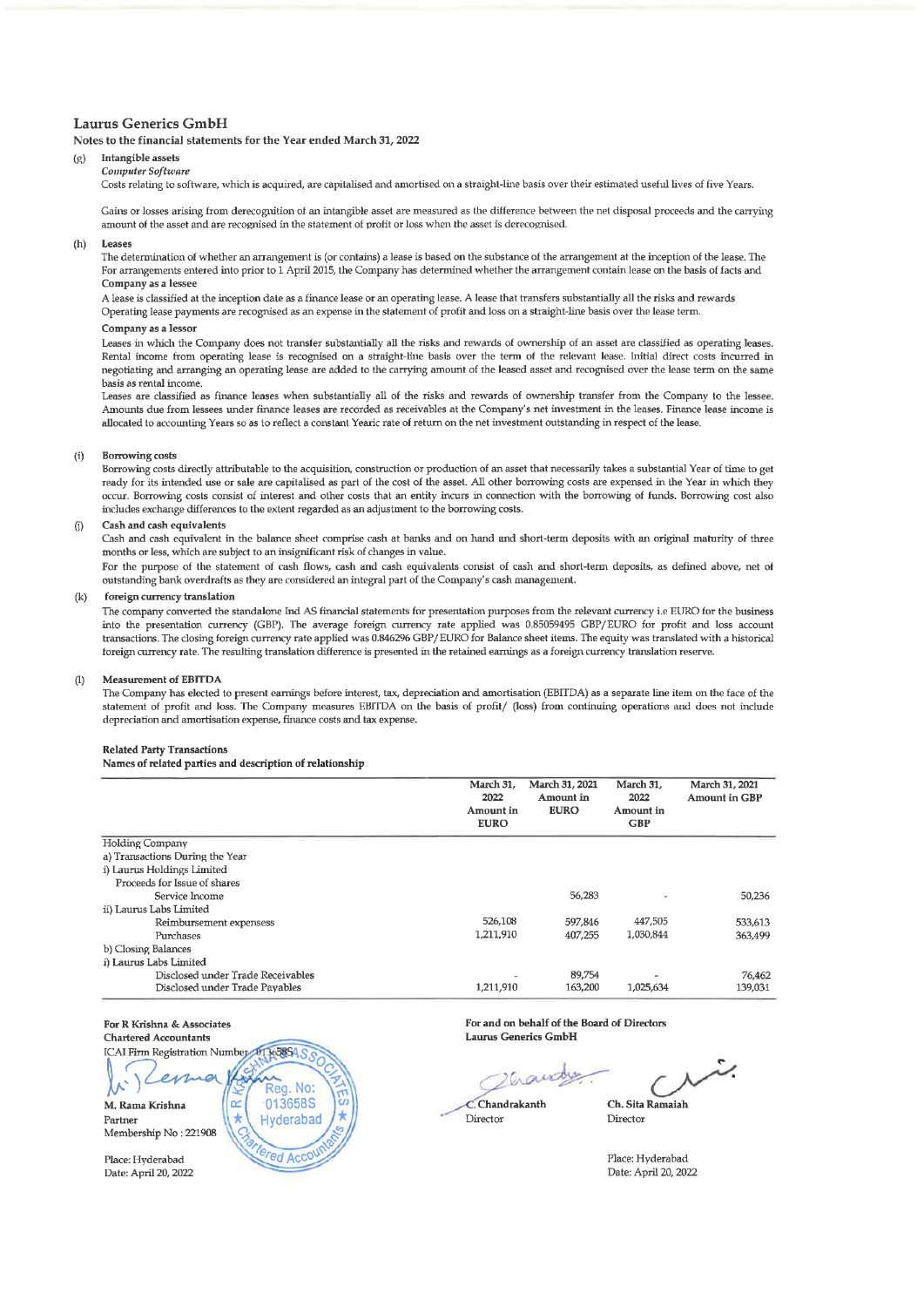# Laurus Generics GmbH

## Notes to the financial statements for the Year ended March 31, 2022

(g) **Intangible assets**

*Computer Software*

Costs relating to software, which is acquired, are capitalised and amortised on a straight-line basis over their estimated useful lives of five Years.

Gains or losses arising from derecognition of an intangible asset are measured as the difference between the net disposal proceeds and the carrying amount of the asset and are recognised in the statement of profit or loss when the asset is derecognised.

(h) **Leases**

The determination of whether an arrangement is (or contains) a lease is based on the substance of the arrangement at the inception of the lease. The For arrangements entered into prior to 1 April 2015, the Company has determined whether the arrangement contain lease on the basis of facts and

**Company as a lessee**

A lease is classified at the inception date as a finance lease or an operating lease. A lease that transfers substantially all the risks and rewards Operating lease payments are recognised as an expense in the statement of profit and loss on a straight-line basis over the lease term.

**Company as a lessor**

Leases in which the Company does not transfer substantially all the risks and rewards of ownership of an asset are classified as operating leases. Rental income from operating lease is recognised on a straight-line basis over the term of the relevant lease. Initial direct costs incurred in negotiating and arranging an operating lease are added to the carrying amount of the leased asset and recognised over the lease term on the same basis as rental income.

Leases are classified as finance leases when substantially all of the risks and rewards of ownership transfer from the Company to the lessee. Amounts due from lessees under finance leases are recorded as receivables at the Company's net investment in the leases. Finance lease income is allocated to accounting Years so as to reflect a constant Yearic rate of return on the net investment outstanding in respect of the lease.

(i) **Borrowing costs**

Borrowing costs directly attributable to the acquisition, construction or production of an asset that necessarily takes a substantial Year of time to get ready for its intended use or sale are capitalised as part of the cost of the asset. All other borrowing costs are expensed in the Year in which they occur. Borrowing costs consist of interest and other costs that an entity incurs in connection with the borrowing of funds. Borrowing cost also includes exchange differences to the extent regarded as an adjustment to the borrowing costs.

(j) **Cash and cash equivalents**

Cash and cash equivalent in the balance sheet comprise cash at banks and on hand and short-term deposits with an original maturity of three months or less, which are subject to an insignificant risk of changes in value.

For the purpose of the statement of cash flows, cash and cash equivalents consist of cash and short-term deposits, as defined above, net of outstanding bank overdrafts as they are considered an integral part of the Company's cash management.

(k) **foreign currency translation**

The company converted the standalone Ind AS financial statements for presentation purposes from the relevant currency i.e EURO for the business into the presentation currency (GBP). The average foreign currency rate applied was 0.85059495 GBP/EURO for profit and loss account transactions. The closing foreign currency rate applied was 0.846296 GBP/EURO for Balance sheet items. The equity was translated with a historical foreign currency rate. The resulting translation difference is presented in the retained earnings as a foreign currency translation reserve.

(l) **Measurement of EBITDA**

The Company has elected to present earnings before interest, tax, depreciation and amortisation (EBITDA) as a separate line item on the face of the statement of profit and loss. The Company measures EBITDA on the basis of profit/ (loss) from continuing operations and does not include depreciation and amortisation expense, finance costs and tax expense.

**Related Party Transactions**

**Names of related parties and description of relationship**

| | March 31, 2022 Amount in EURO | March 31, 2021 Amount in EURO | March 31, 2022 Amount in GBP | March 31, 2021 Amount in GBP |
|---|---|---|---|---|
| Holding Company | | | | |
| a) Transactions During the Year | | | | |
| i) Laurus Holdings Limited | | | | |
| Proceeds for Issue of shares | | | | |
| Service Income | | 56,283 | - | 50,236 |
| ii) Laurus Labs Limited | | | | |
| Reimbursement expensess | 526,108 | 597,846 | 447,505 | 533,613 |
| Purchases | 1,211,910 | 407,255 | 1,030,844 | 363,499 |
| b) Closing Balances | | | | |
| i) Laurus Labs Limited | | | | |
| Disclosed under Trade Receivables | - | 89,754 | - | 76,462 |
| Disclosed under Trade Payables | 1,211,910 | 163,200 | 1,025,634 | 139,031 |

**For R Krishna & Associates**
**Chartered Accountants**
ICAI Firm Registration Number: 013658S

M. Rama Krishna
Partner
Membership No : 221908

Place: Hyderabad
Date: April 20, 2022

**For and on behalf of the Board of Directors**
**Laurus Generics GmbH**

C. Chandrakanth
Director

Ch. Sita Ramaiah
Director

Place: Hyderabad
Date: April 20, 2022